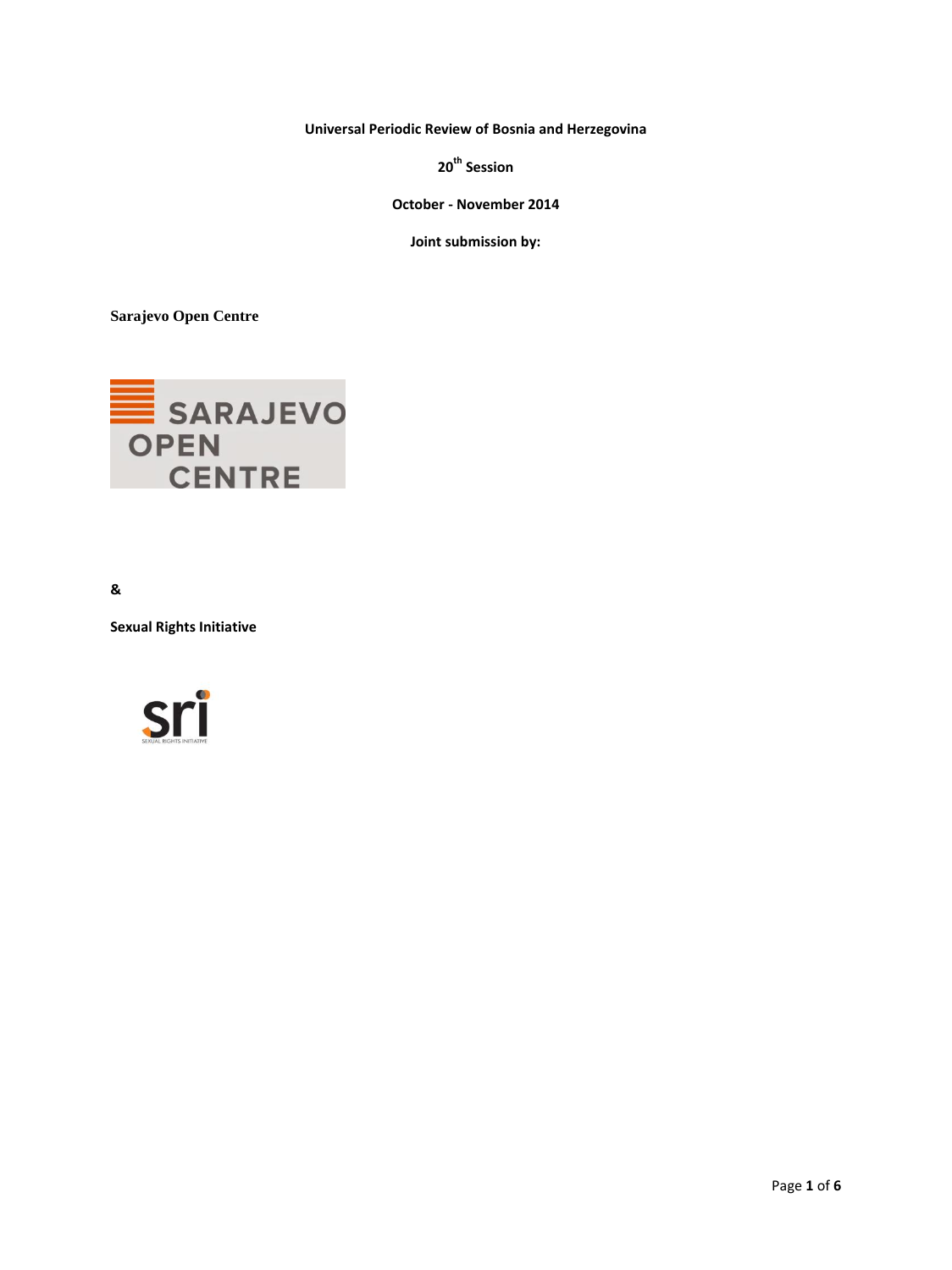**Universal Periodic Review of Bosnia and Herzegovina**

**20th Session**

**October - November 2014**

**Joint submission by:**

**Sarajevo Open Centre**

**&**

**Sexual Rights Initiative**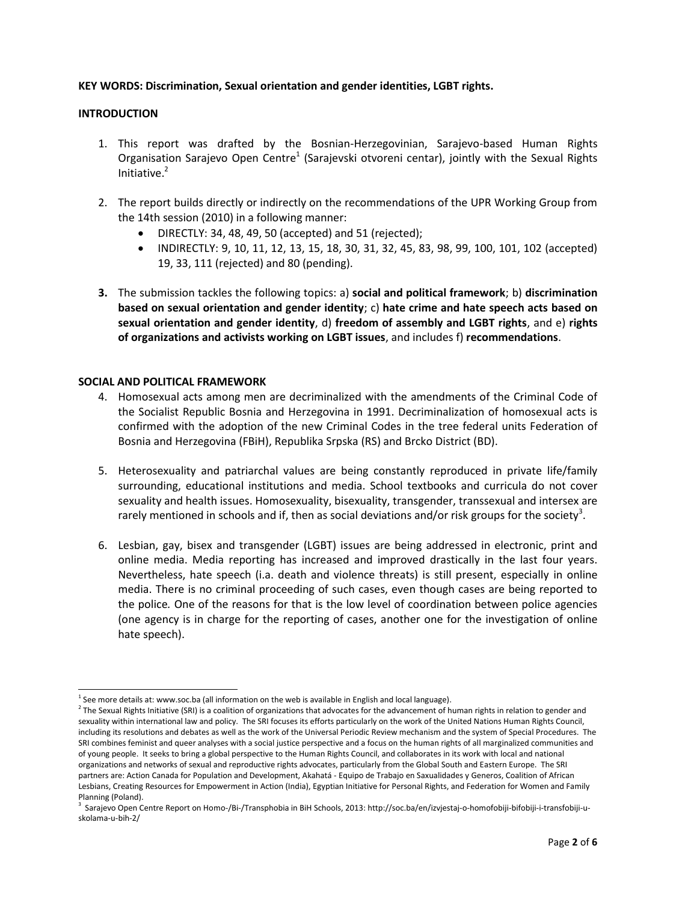**KEY WORDS: Discrimination, Sexual orientation and gender identities, LGBT rights.**

**INTRODUCTION**

1. This report was drafted by the Bosnian-Herzegovinian, Sarajevo-based Human Rights Organisation Sarajevo Open Centre[1] (Sarajevski otvoreni centar), jointly with the Sexual Rights Initiative.[2]

2. The report builds directly or indirectly on the recommendations of the UPR Working Group from the 14th session (2010) in a following manner:
   - DIRECTLY: 34, 48, 49, 50 (accepted) and 51 (rejected);
   - INDIRECTLY: 9, 10, 11, 12, 13, 15, 18, 30, 31, 32, 45, 83, 98, 99, 100, 101, 102 (accepted) 19, 33, 111 (rejected) and 80 (pending).

3. The submission tackles the following topics: a) **social and political framework**; b) **discrimination based on sexual orientation and gender identity**; c) **hate crime and hate speech acts based on sexual orientation and gender identity**, d) **freedom of assembly and LGBT rights**, and e) **rights of organizations and activists working on LGBT issues**, and includes f) **recommendations**.

**SOCIAL AND POLITICAL FRAMEWORK**

4. Homosexual acts among men are decriminalized with the amendments of the Criminal Code of the Socialist Republic Bosnia and Herzegovina in 1991. Decriminalization of homosexual acts is confirmed with the adoption of the new Criminal Codes in the tree federal units Federation of Bosnia and Herzegovina (FBiH), Republika Srpska (RS) and Brcko District (BD).

5. Heterosexuality and patriarchal values are being constantly reproduced in private life/family surrounding, educational institutions and media. School textbooks and curricula do not cover sexuality and health issues. Homosexuality, bisexuality, transgender, transsexual and intersex are rarely mentioned in schools and if, then as social deviations and/or risk groups for the society[3].

6. Lesbian, gay, bisex and transgender (LGBT) issues are being addressed in electronic, print and online media. Media reporting has increased and improved drastically in the last four years. Nevertheless, hate speech (i.a. death and violence threats) is still present, especially in online media. There is no criminal proceeding of such cases, even though cases are being reported to the police. One of the reasons for that is the low level of coordination between police agencies (one agency is in charge for the reporting of cases, another one for the investigation of online hate speech).

---

[1] See more details at: www.soc.ba (all information on the web is available in English and local language).

[2] The Sexual Rights Initiative (SRI) is a coalition of organizations that advocates for the advancement of human rights in relation to gender and sexuality within international law and policy. The SRI focuses its efforts particularly on the work of the United Nations Human Rights Council, including its resolutions and debates as well as the work of the Universal Periodic Review mechanism and the system of Special Procedures. The SRI combines feminist and queer analyses with a social justice perspective and a focus on the human rights of all marginalized communities and of young people. It seeks to bring a global perspective to the Human Rights Council, and collaborates in its work with local and national organizations and networks of sexual and reproductive rights advocates, particularly from the Global South and Eastern Europe. The SRI partners are: Action Canada for Population and Development, Akahatá - Equipo de Trabajo en Saxualidades y Generos, Coalition of African Lesbians, Creating Resources for Empowerment in Action (India), Egyptian Initiative for Personal Rights, and Federation for Women and Family Planning (Poland).

[3] Sarajevo Open Centre Report on Homo-/Bi-/Transphobia in BiH Schools, 2013: http://soc.ba/en/izvjestaj-o-homofobiji-bifobiji-i-transfobiji-u-skolama-u-bih-2/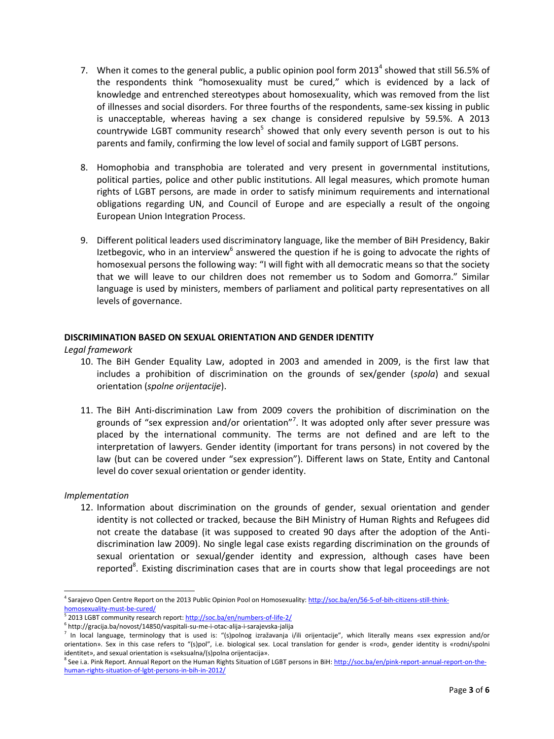7. When it comes to the general public, a public opinion pool form 2013[4] showed that still 56.5% of the respondents think "homosexuality must be cured," which is evidenced by a lack of knowledge and entrenched stereotypes about homosexuality, which was removed from the list of illnesses and social disorders. For three fourths of the respondents, same-sex kissing in public is unacceptable, whereas having a sex change is considered repulsive by 59.5%. A 2013 countrywide LGBT community research[5] showed that only every seventh person is out to his parents and family, confirming the low level of social and family support of LGBT persons.

8. Homophobia and transphobia are tolerated and very present in governmental institutions, political parties, police and other public institutions. All legal measures, which promote human rights of LGBT persons, are made in order to satisfy minimum requirements and international obligations regarding UN, and Council of Europe and are especially a result of the ongoing European Union Integration Process.

9. Different political leaders used discriminatory language, like the member of BiH Presidency, Bakir Izetbegovic, who in an interview[6] answered the question if he is going to advocate the rights of homosexual persons the following way: "I will fight with all democratic means so that the society that we will leave to our children does not remember us to Sodom and Gomorra." Similar language is used by ministers, members of parliament and political party representatives on all levels of governance.

**DISCRIMINATION BASED ON SEXUAL ORIENTATION AND GENDER IDENTITY**

*Legal framework*

10. The BiH Gender Equality Law, adopted in 2003 and amended in 2009, is the first law that includes a prohibition of discrimination on the grounds of sex/gender (*spola*) and sexual orientation (*spolne orijentacije*).

11. The BiH Anti-discrimination Law from 2009 covers the prohibition of discrimination on the grounds of "sex expression and/or orientation"[7]. It was adopted only after sever pressure was placed by the international community. The terms are not defined and are left to the interpretation of lawyers. Gender identity (important for trans persons) in not covered by the law (but can be covered under "sex expression"). Different laws on State, Entity and Cantonal level do cover sexual orientation or gender identity.

*Implementation*

12. Information about discrimination on the grounds of gender, sexual orientation and gender identity is not collected or tracked, because the BiH Ministry of Human Rights and Refugees did not create the database (it was supposed to created 90 days after the adoption of the Anti-discrimination law 2009). No single legal case exists regarding discrimination on the grounds of sexual orientation or sexual/gender identity and expression, although cases have been reported[8]. Existing discrimination cases that are in courts show that legal proceedings are not

---

[4] Sarajevo Open Centre Report on the 2013 Public Opinion Pool on Homosexuality: http://soc.ba/en/56-5-of-bih-citizens-still-think-homosexuality-must-be-cured/

[5] 2013 LGBT community research report: http://soc.ba/en/numbers-of-life-2/

[6] http://gracija.ba/novost/14850/vaspitali-su-me-i-otac-alija-i-sarajevska-jalija

[7] In local language, terminology that is used is: "(s)polnog izražavanja i/ili orijentacije", which literally means «sex expression and/or orientation». Sex in this case refers to "(s)pol", i.e. biological sex. Local translation for gender is «rod», gender identity is «rodni/spolni identitet», and sexual orientation is «seksualna/(s)polna orijentacija».

[8] See i.a. Pink Report. Annual Report on the Human Rights Situation of LGBT persons in BiH: http://soc.ba/en/pink-report-annual-report-on-the-human-rights-situation-of-lgbt-persons-in-bih-in-2012/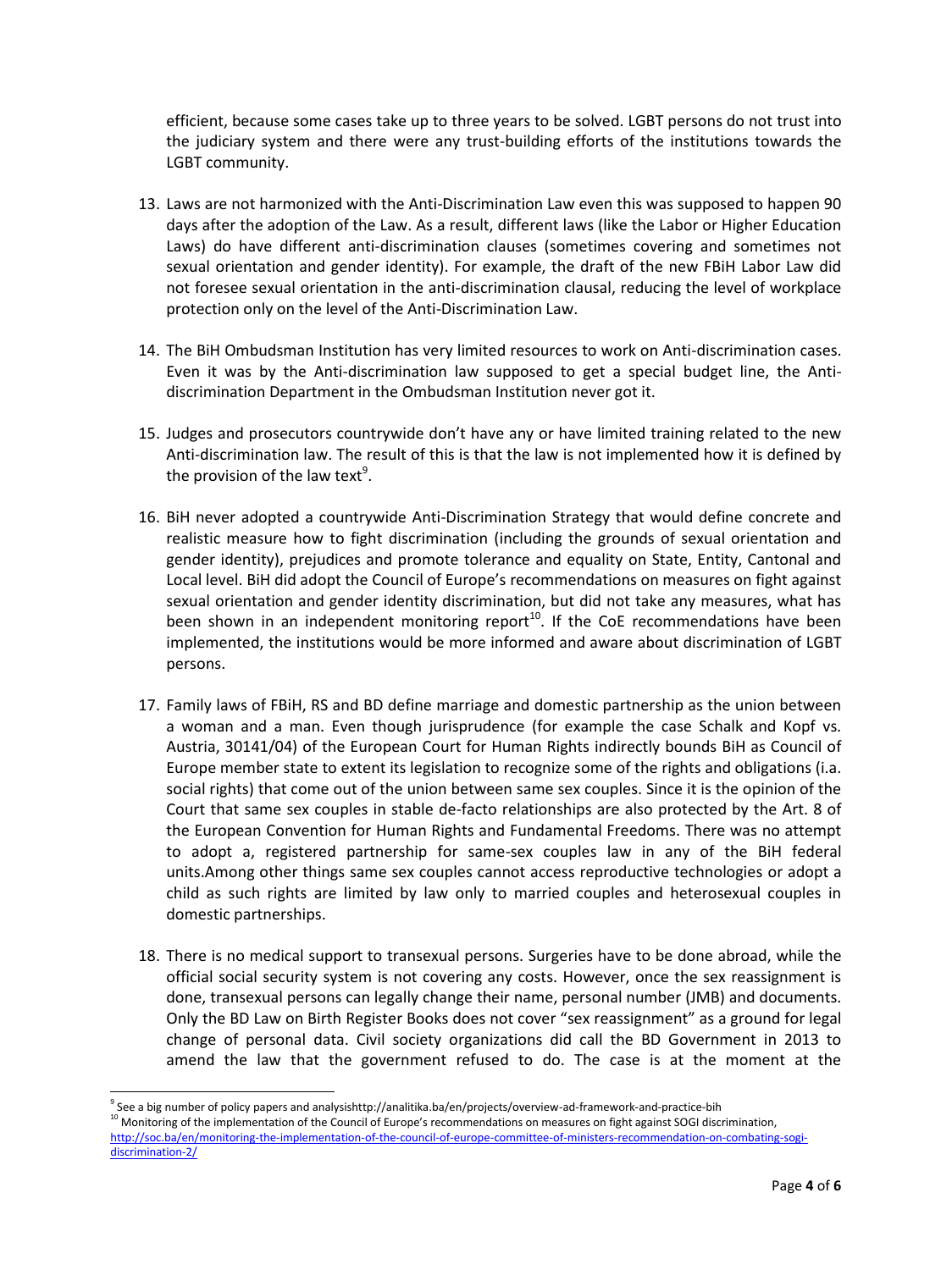efficient, because some cases take up to three years to be solved. LGBT persons do not trust into the judiciary system and there were any trust-building efforts of the institutions towards the LGBT community.

13. Laws are not harmonized with the Anti-Discrimination Law even this was supposed to happen 90 days after the adoption of the Law. As a result, different laws (like the Labor or Higher Education Laws) do have different anti-discrimination clauses (sometimes covering and sometimes not sexual orientation and gender identity). For example, the draft of the new FBiH Labor Law did not foresee sexual orientation in the anti-discrimination clausal, reducing the level of workplace protection only on the level of the Anti-Discrimination Law.

14. The BiH Ombudsman Institution has very limited resources to work on Anti-discrimination cases. Even it was by the Anti-discrimination law supposed to get a special budget line, the Anti-discrimination Department in the Ombudsman Institution never got it.

15. Judges and prosecutors countrywide don't have any or have limited training related to the new Anti-discrimination law. The result of this is that the law is not implemented how it is defined by the provision of the law text[9].

16. BiH never adopted a countrywide Anti-Discrimination Strategy that would define concrete and realistic measure how to fight discrimination (including the grounds of sexual orientation and gender identity), prejudices and promote tolerance and equality on State, Entity, Cantonal and Local level. BiH did adopt the Council of Europe's recommendations on measures on fight against sexual orientation and gender identity discrimination, but did not take any measures, what has been shown in an independent monitoring report[10]. If the CoE recommendations have been implemented, the institutions would be more informed and aware about discrimination of LGBT persons.

17. Family laws of FBiH, RS and BD define marriage and domestic partnership as the union between a woman and a man. Even though jurisprudence (for example the case Schalk and Kopf vs. Austria, 30141/04) of the European Court for Human Rights indirectly bounds BiH as Council of Europe member state to extent its legislation to recognize some of the rights and obligations (i.a. social rights) that come out of the union between same sex couples. Since it is the opinion of the Court that same sex couples in stable de-facto relationships are also protected by the Art. 8 of the European Convention for Human Rights and Fundamental Freedoms. There was no attempt to adopt a, registered partnership for same-sex couples law in any of the BiH federal units.Among other things same sex couples cannot access reproductive technologies or adopt a child as such rights are limited by law only to married couples and heterosexual couples in domestic partnerships.

18. There is no medical support to transexual persons. Surgeries have to be done abroad, while the official social security system is not covering any costs. However, once the sex reassignment is done, transexual persons can legally change their name, personal number (JMB) and documents. Only the BD Law on Birth Register Books does not cover "sex reassignment" as a ground for legal change of personal data. Civil society organizations did call the BD Government in 2013 to amend the law that the government refused to do. The case is at the moment at the

---

[9] See a big number of policy papers and analysishttp://analitika.ba/en/projects/overview-ad-framework-and-practice-bih

[10] Monitoring of the implementation of the Council of Europe's recommendations on measures on fight against SOGI discrimination, http://soc.ba/en/monitoring-the-implementation-of-the-council-of-europe-committee-of-ministers-recommendation-on-combating-sogi-discrimination-2/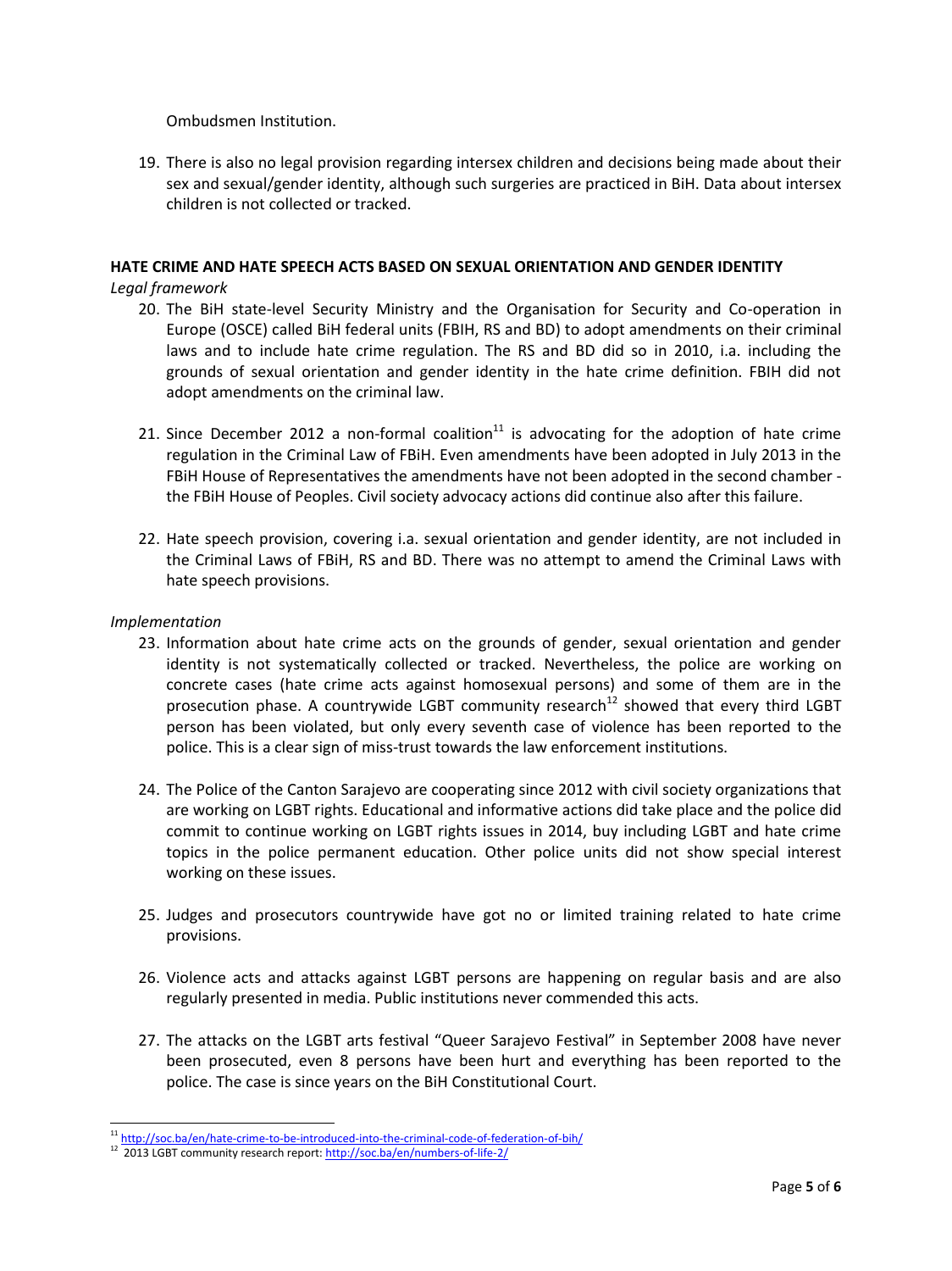Ombudsmen Institution.

19. There is also no legal provision regarding intersex children and decisions being made about their sex and sexual/gender identity, although such surgeries are practiced in BiH. Data about intersex children is not collected or tracked.

**HATE CRIME AND HATE SPEECH ACTS BASED ON SEXUAL ORIENTATION AND GENDER IDENTITY**

*Legal framework*

20. The BiH state-level Security Ministry and the Organisation for Security and Co-operation in Europe (OSCE) called BiH federal units (FBIH, RS and BD) to adopt amendments on their criminal laws and to include hate crime regulation. The RS and BD did so in 2010, i.a. including the grounds of sexual orientation and gender identity in the hate crime definition. FBIH did not adopt amendments on the criminal law.

21. Since December 2012 a non-formal coalition[11] is advocating for the adoption of hate crime regulation in the Criminal Law of FBiH. Even amendments have been adopted in July 2013 in the FBiH House of Representatives the amendments have not been adopted in the second chamber - the FBiH House of Peoples. Civil society advocacy actions did continue also after this failure.

22. Hate speech provision, covering i.a. sexual orientation and gender identity, are not included in the Criminal Laws of FBiH, RS and BD. There was no attempt to amend the Criminal Laws with hate speech provisions.

*Implementation*

23. Information about hate crime acts on the grounds of gender, sexual orientation and gender identity is not systematically collected or tracked. Nevertheless, the police are working on concrete cases (hate crime acts against homosexual persons) and some of them are in the prosecution phase. A countrywide LGBT community research[12] showed that every third LGBT person has been violated, but only every seventh case of violence has been reported to the police. This is a clear sign of miss-trust towards the law enforcement institutions.

24. The Police of the Canton Sarajevo are cooperating since 2012 with civil society organizations that are working on LGBT rights. Educational and informative actions did take place and the police did commit to continue working on LGBT rights issues in 2014, buy including LGBT and hate crime topics in the police permanent education. Other police units did not show special interest working on these issues.

25. Judges and prosecutors countrywide have got no or limited training related to hate crime provisions.

26. Violence acts and attacks against LGBT persons are happening on regular basis and are also regularly presented in media. Public institutions never commended this acts.

27. The attacks on the LGBT arts festival "Queer Sarajevo Festival" in September 2008 have never been prosecuted, even 8 persons have been hurt and everything has been reported to the police. The case is since years on the BiH Constitutional Court.

---

[11] http://soc.ba/en/hate-crime-to-be-introduced-into-the-criminal-code-of-federation-of-bih/

[12] 2013 LGBT community research report: http://soc.ba/en/numbers-of-life-2/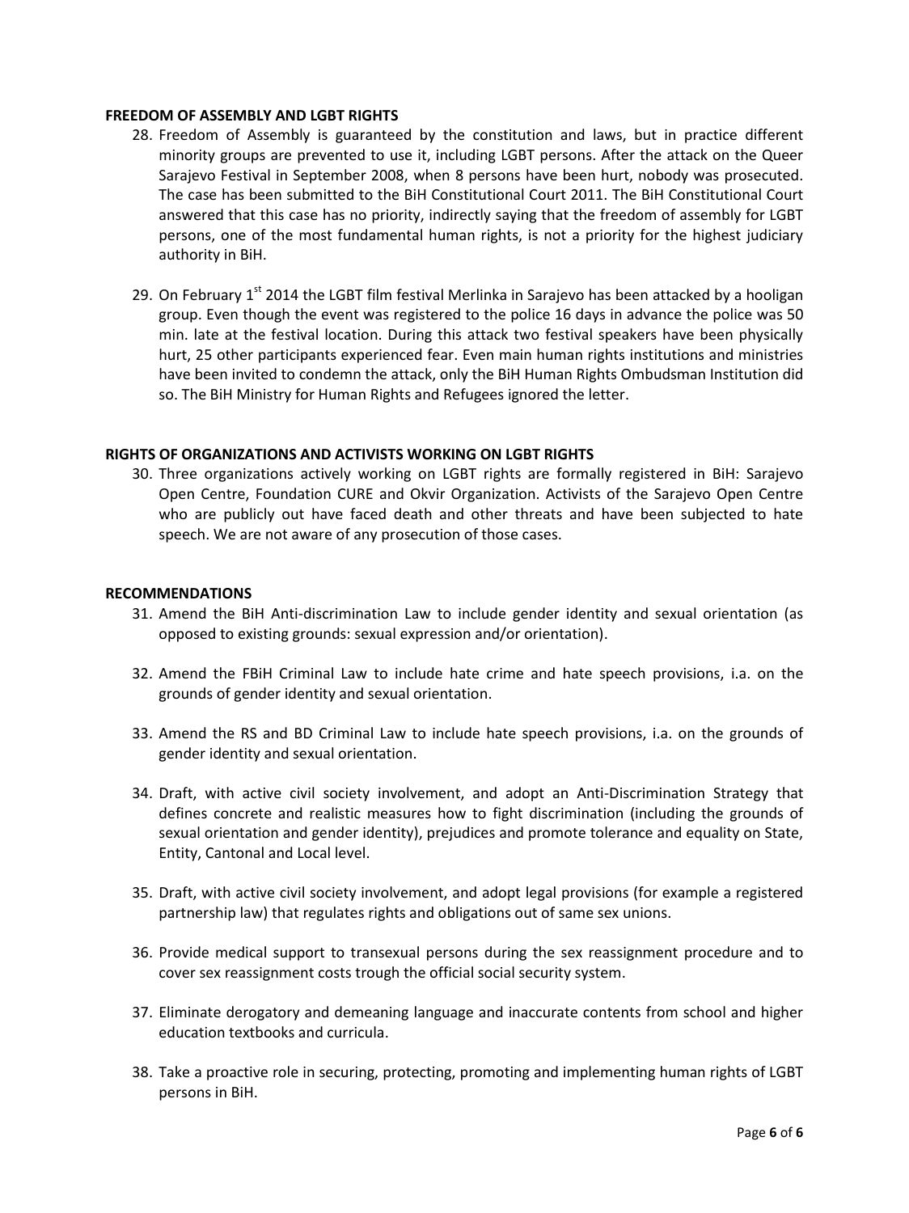**FREEDOM OF ASSEMBLY AND LGBT RIGHTS**

28. Freedom of Assembly is guaranteed by the constitution and laws, but in practice different minority groups are prevented to use it, including LGBT persons. After the attack on the Queer Sarajevo Festival in September 2008, when 8 persons have been hurt, nobody was prosecuted. The case has been submitted to the BiH Constitutional Court 2011. The BiH Constitutional Court answered that this case has no priority, indirectly saying that the freedom of assembly for LGBT persons, one of the most fundamental human rights, is not a priority for the highest judiciary authority in BiH.

29. On February 1st 2014 the LGBT film festival Merlinka in Sarajevo has been attacked by a hooligan group. Even though the event was registered to the police 16 days in advance the police was 50 min. late at the festival location. During this attack two festival speakers have been physically hurt, 25 other participants experienced fear. Even main human rights institutions and ministries have been invited to condemn the attack, only the BiH Human Rights Ombudsman Institution did so. The BiH Ministry for Human Rights and Refugees ignored the letter.

**RIGHTS OF ORGANIZATIONS AND ACTIVISTS WORKING ON LGBT RIGHTS**

30. Three organizations actively working on LGBT rights are formally registered in BiH: Sarajevo Open Centre, Foundation CURE and Okvir Organization. Activists of the Sarajevo Open Centre who are publicly out have faced death and other threats and have been subjected to hate speech. We are not aware of any prosecution of those cases.

**RECOMMENDATIONS**

31. Amend the BiH Anti-discrimination Law to include gender identity and sexual orientation (as opposed to existing grounds: sexual expression and/or orientation).

32. Amend the FBiH Criminal Law to include hate crime and hate speech provisions, i.a. on the grounds of gender identity and sexual orientation.

33. Amend the RS and BD Criminal Law to include hate speech provisions, i.a. on the grounds of gender identity and sexual orientation.

34. Draft, with active civil society involvement, and adopt an Anti-Discrimination Strategy that defines concrete and realistic measures how to fight discrimination (including the grounds of sexual orientation and gender identity), prejudices and promote tolerance and equality on State, Entity, Cantonal and Local level.

35. Draft, with active civil society involvement, and adopt legal provisions (for example a registered partnership law) that regulates rights and obligations out of same sex unions.

36. Provide medical support to transexual persons during the sex reassignment procedure and to cover sex reassignment costs trough the official social security system.

37. Eliminate derogatory and demeaning language and inaccurate contents from school and higher education textbooks and curricula.

38. Take a proactive role in securing, protecting, promoting and implementing human rights of LGBT persons in BiH.